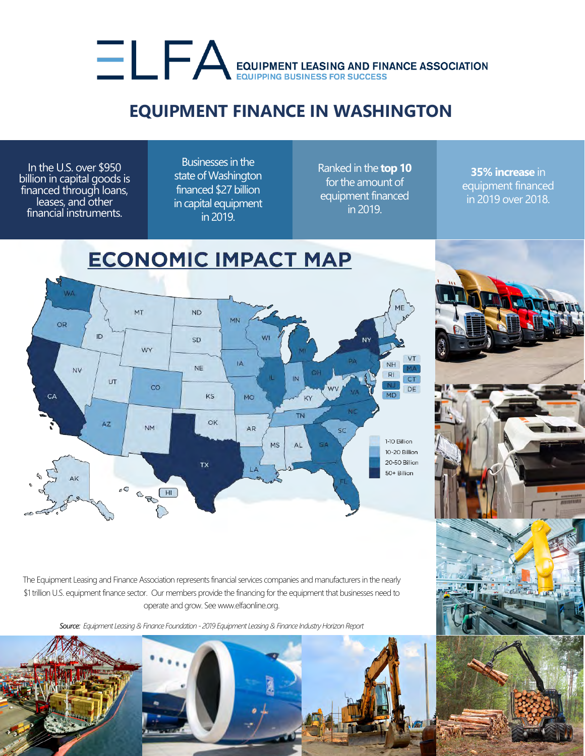# ELFA

**EQUIPMENT LEASING AND FINANCE ASSOCIATION**
**EQUIPPING BUSINESS FOR SUCCESS**

## EQUIPMENT FINANCE IN WASHINGTON

In the U.S. over $950 billion in capital goods is financed through loans, leases, and other financial instruments.

Businesses in the state of Washington financed $27 billion in capital equipment in 2019.

Ranked in the **top 10** for the amount of equipment financed in 2019.

**35% increase** in equipment financed in 2019 over 2018.

## ECONOMIC IMPACT MAP

- 1-10 Billion
- 10-20 Billion
- 20-50 Billion
- 50+ Billion

The Equipment Leasing and Finance Association represents financial services companies and manufacturers in the nearly $1 trillion U.S. equipment finance sector. Our members provide the financing for the equipment that businesses need to operate and grow. See www.elfaonline.org.

*Source: Equipment Leasing & Finance Foundation - 2019 Equipment Leasing & Finance Industry Horizon Report*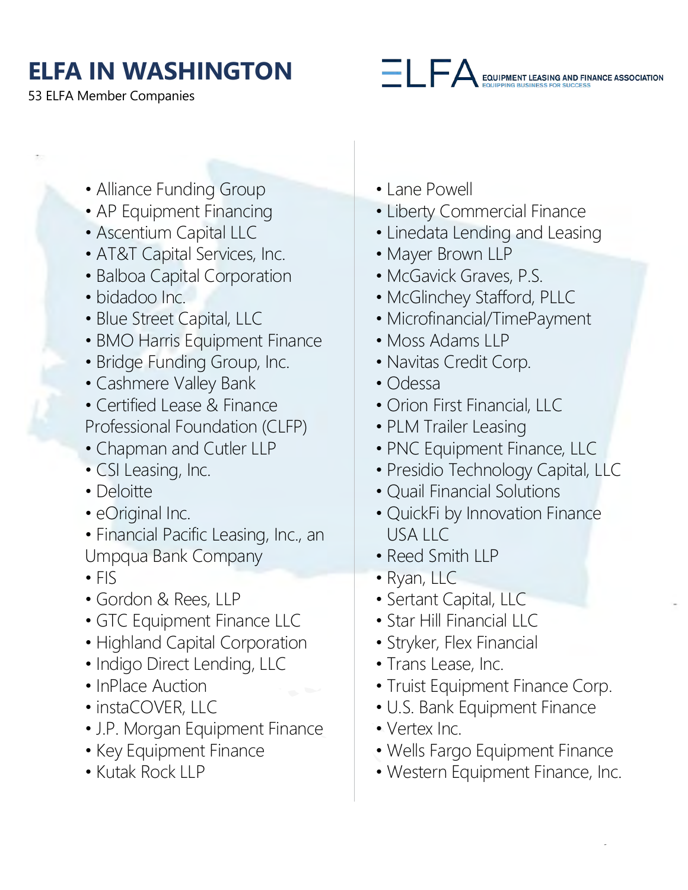# ELFA IN WASHINGTON

53 ELFA Member Companies

EQUIPMENT LEASING AND FINANCE ASSOCIATION
EQUIPPING BUSINESS FOR SUCCESS

- Alliance Funding Group
- AP Equipment Financing
- Ascentium Capital LLC
- AT&T Capital Services, Inc.
- Balboa Capital Corporation
- bidadoo Inc.
- Blue Street Capital, LLC
- BMO Harris Equipment Finance
- Bridge Funding Group, Inc.
- Cashmere Valley Bank
- Certified Lease & Finance Professional Foundation (CLFP)
- Chapman and Cutler LLP
- CSI Leasing, Inc.
- Deloitte
- eOriginal Inc.
- Financial Pacific Leasing, Inc., an Umpqua Bank Company
- FIS
- Gordon & Rees, LLP
- GTC Equipment Finance LLC
- Highland Capital Corporation
- Indigo Direct Lending, LLC
- InPlace Auction
- instaCOVER, LLC
- J.P. Morgan Equipment Finance
- Key Equipment Finance
- Kutak Rock LLP
- Lane Powell
- Liberty Commercial Finance
- Linedata Lending and Leasing
- Mayer Brown LLP
- McGavick Graves, P.S.
- McGlinchey Stafford, PLLC
- Microfinancial/TimePayment
- Moss Adams LLP
- Navitas Credit Corp.
- Odessa
- Orion First Financial, LLC
- PLM Trailer Leasing
- PNC Equipment Finance, LLC
- Presidio Technology Capital, LLC
- Quail Financial Solutions
- QuickFi by Innovation Finance USA LLC
- Reed Smith LLP
- Ryan, LLC
- Sertant Capital, LLC
- Star Hill Financial LLC
- Stryker, Flex Financial
- Trans Lease, Inc.
- Truist Equipment Finance Corp.
- U.S. Bank Equipment Finance
- Vertex Inc.
- Wells Fargo Equipment Finance
- Western Equipment Finance, Inc.